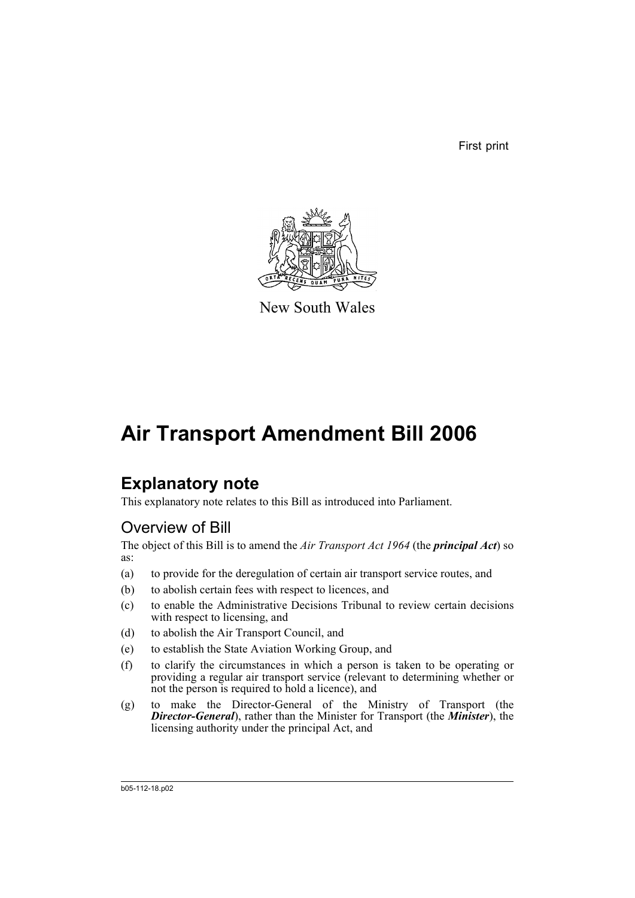First print

New South Wales

# Air Transport Amendment Bill 2006

## Explanatory note

This explanatory note relates to this Bill as introduced into Parliament.

### Overview of Bill

The object of this Bill is to amend the *Air Transport Act 1964* (the ***principal Act***) so as:

(a) to provide for the deregulation of certain air transport service routes, and

(b) to abolish certain fees with respect to licences, and

(c) to enable the Administrative Decisions Tribunal to review certain decisions with respect to licensing, and

(d) to abolish the Air Transport Council, and

(e) to establish the State Aviation Working Group, and

(f) to clarify the circumstances in which a person is taken to be operating or providing a regular air transport service (relevant to determining whether or not the person is required to hold a licence), and

(g) to make the Director-General of the Ministry of Transport (the ***Director-General***), rather than the Minister for Transport (the ***Minister***), the licensing authority under the principal Act, and

b05-112-18.p02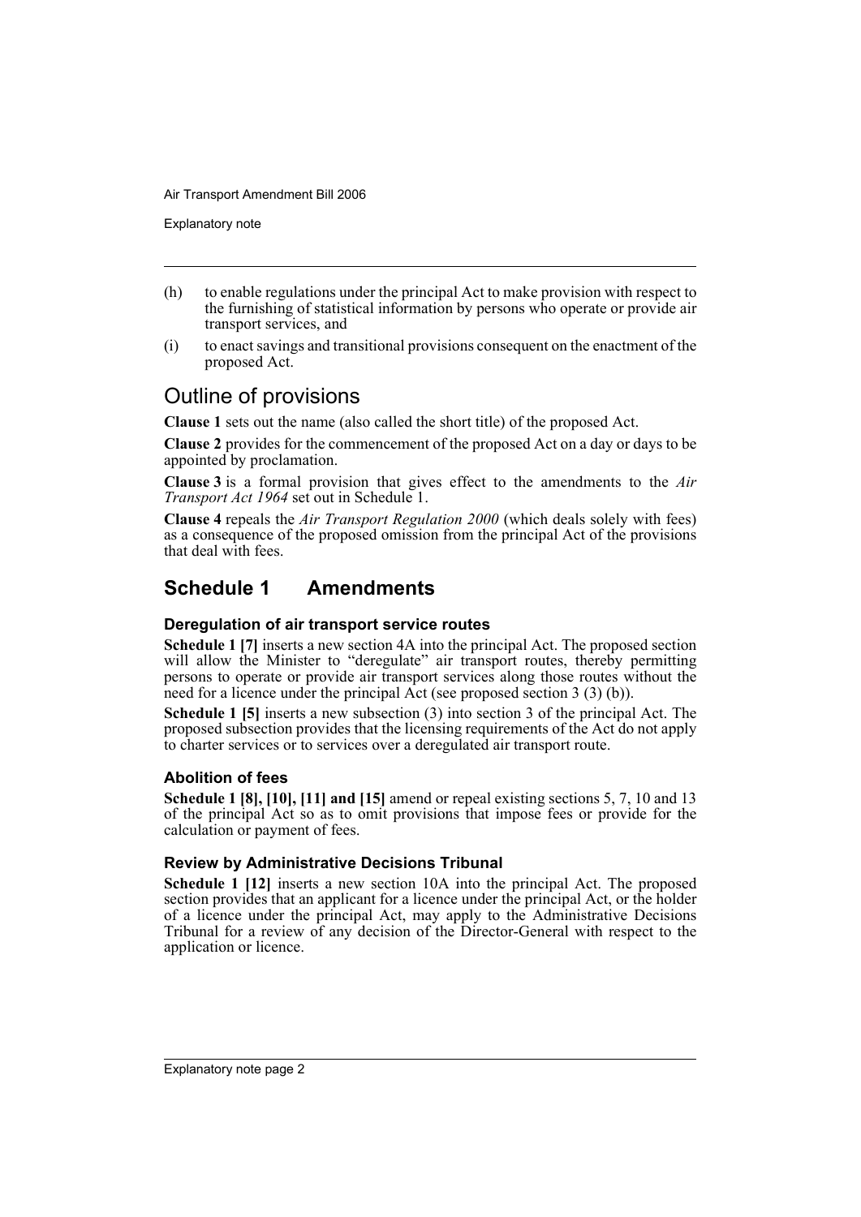(h) to enable regulations under the principal Act to make provision with respect to the furnishing of statistical information by persons who operate or provide air transport services, and

(i) to enact savings and transitional provisions consequent on the enactment of the proposed Act.

## Outline of provisions

**Clause 1** sets out the name (also called the short title) of the proposed Act.

**Clause 2** provides for the commencement of the proposed Act on a day or days to be appointed by proclamation.

**Clause 3** is a formal provision that gives effect to the amendments to the *Air Transport Act 1964* set out in Schedule 1.

**Clause 4** repeals the *Air Transport Regulation 2000* (which deals solely with fees) as a consequence of the proposed omission from the principal Act of the provisions that deal with fees.

## Schedule 1 Amendments

### Deregulation of air transport service routes

**Schedule 1 [7]** inserts a new section 4A into the principal Act. The proposed section will allow the Minister to "deregulate" air transport routes, thereby permitting persons to operate or provide air transport services along those routes without the need for a licence under the principal Act (see proposed section 3 (3) (b)).

**Schedule 1 [5]** inserts a new subsection (3) into section 3 of the principal Act. The proposed subsection provides that the licensing requirements of the Act do not apply to charter services or to services over a deregulated air transport route.

### Abolition of fees

**Schedule 1 [8], [10], [11] and [15]** amend or repeal existing sections 5, 7, 10 and 13 of the principal Act so as to omit provisions that impose fees or provide for the calculation or payment of fees.

### Review by Administrative Decisions Tribunal

**Schedule 1 [12]** inserts a new section 10A into the principal Act. The proposed section provides that an applicant for a licence under the principal Act, or the holder of a licence under the principal Act, may apply to the Administrative Decisions Tribunal for a review of any decision of the Director-General with respect to the application or licence.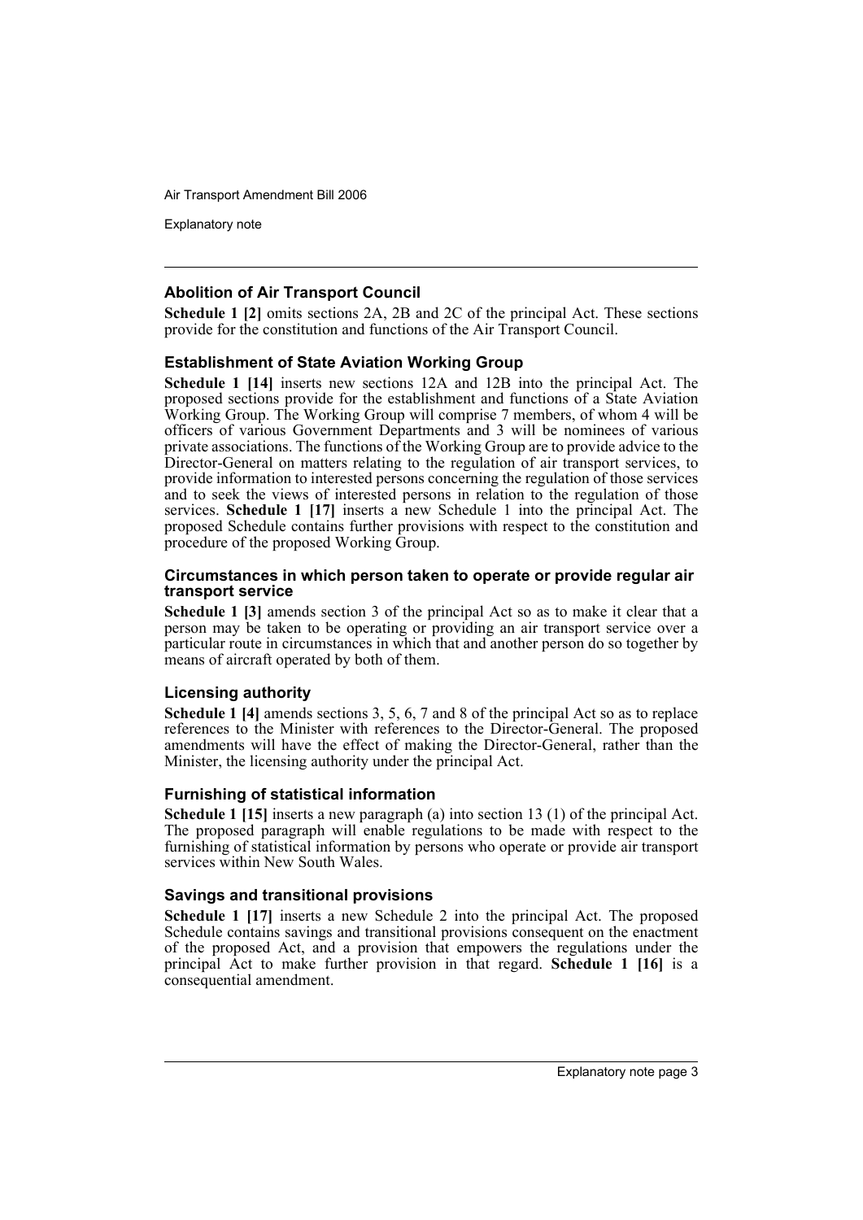### Abolition of Air Transport Council

**Schedule 1 [2]** omits sections 2A, 2B and 2C of the principal Act. These sections provide for the constitution and functions of the Air Transport Council.

### Establishment of State Aviation Working Group

**Schedule 1 [14]** inserts new sections 12A and 12B into the principal Act. The proposed sections provide for the establishment and functions of a State Aviation Working Group. The Working Group will comprise 7 members, of whom 4 will be officers of various Government Departments and 3 will be nominees of various private associations. The functions of the Working Group are to provide advice to the Director-General on matters relating to the regulation of air transport services, to provide information to interested persons concerning the regulation of those services and to seek the views of interested persons in relation to the regulation of those services. **Schedule 1 [17]** inserts a new Schedule 1 into the principal Act. The proposed Schedule contains further provisions with respect to the constitution and procedure of the proposed Working Group.

#### Circumstances in which person taken to operate or provide regular air transport service

**Schedule 1 [3]** amends section 3 of the principal Act so as to make it clear that a person may be taken to be operating or providing an air transport service over a particular route in circumstances in which that and another person do so together by means of aircraft operated by both of them.

### Licensing authority

**Schedule 1 [4]** amends sections 3, 5, 6, 7 and 8 of the principal Act so as to replace references to the Minister with references to the Director-General. The proposed amendments will have the effect of making the Director-General, rather than the Minister, the licensing authority under the principal Act.

### Furnishing of statistical information

**Schedule 1 [15]** inserts a new paragraph (a) into section 13 (1) of the principal Act. The proposed paragraph will enable regulations to be made with respect to the furnishing of statistical information by persons who operate or provide air transport services within New South Wales.

### Savings and transitional provisions

**Schedule 1 [17]** inserts a new Schedule 2 into the principal Act. The proposed Schedule contains savings and transitional provisions consequent on the enactment of the proposed Act, and a provision that empowers the regulations under the principal Act to make further provision in that regard. **Schedule 1 [16]** is a consequential amendment.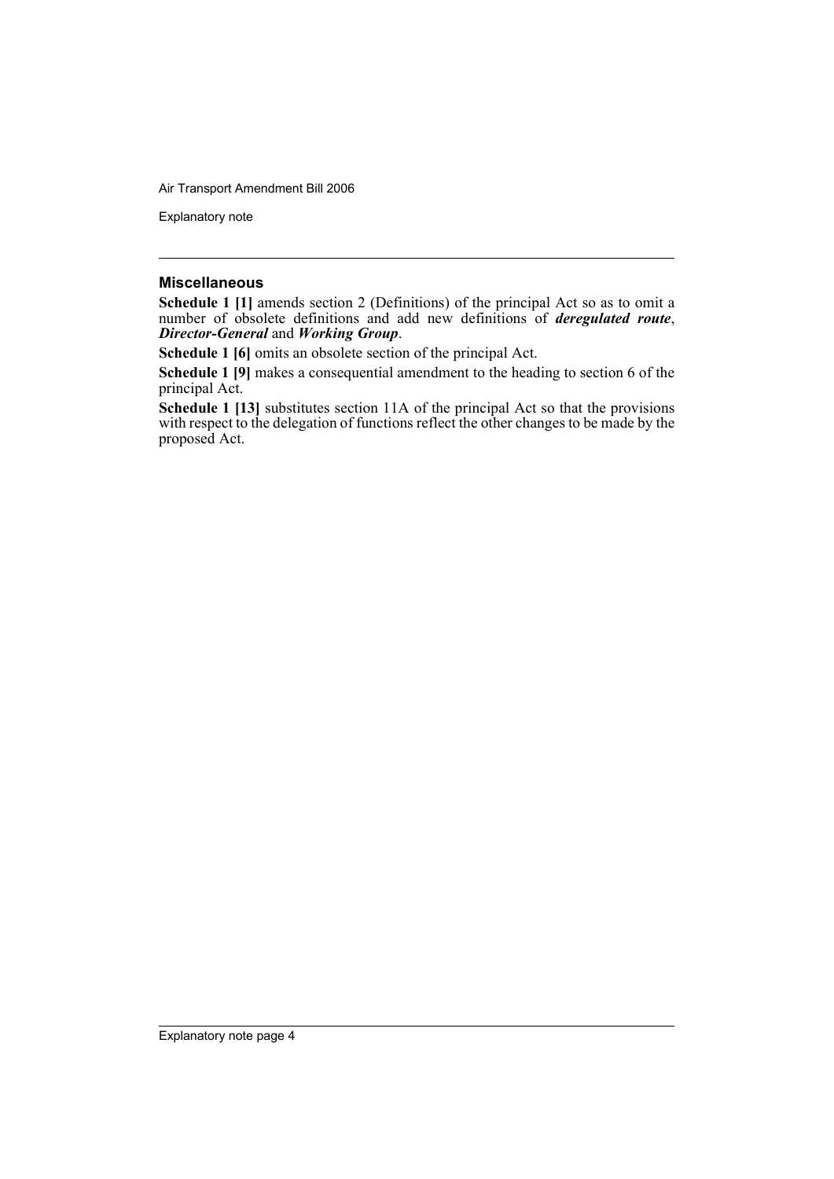### Miscellaneous

**Schedule 1 [1]** amends section 2 (Definitions) of the principal Act so as to omit a number of obsolete definitions and add new definitions of ***deregulated route***, ***Director-General*** and ***Working Group***.

**Schedule 1 [6]** omits an obsolete section of the principal Act.

**Schedule 1 [9]** makes a consequential amendment to the heading to section 6 of the principal Act.

**Schedule 1 [13]** substitutes section 11A of the principal Act so that the provisions with respect to the delegation of functions reflect the other changes to be made by the proposed Act.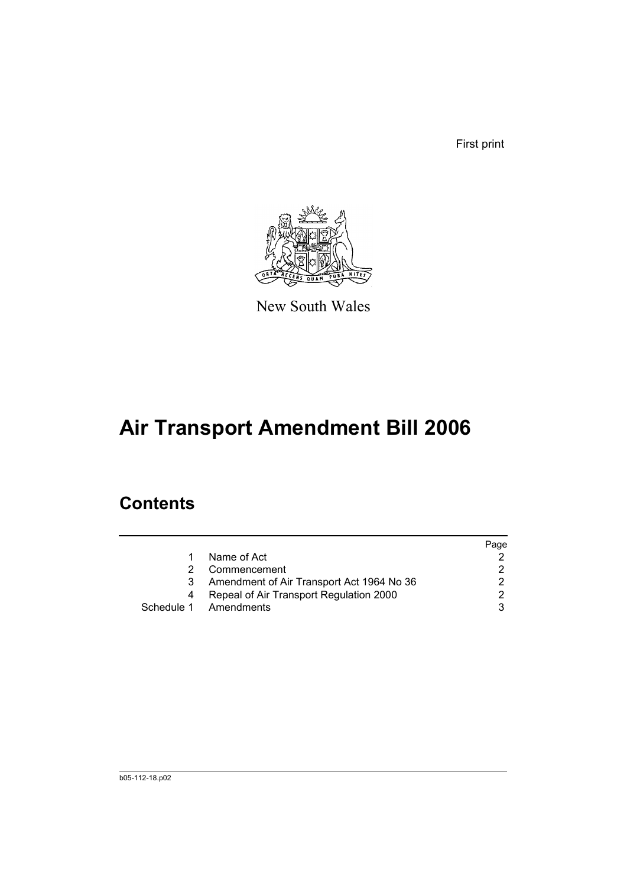First print

New South Wales

# Air Transport Amendment Bill 2006

## Contents

| | | Page |
|---|---|---|
| 1 | Name of Act | 2 |
| 2 | Commencement | 2 |
| 3 | Amendment of Air Transport Act 1964 No 36 | 2 |
| 4 | Repeal of Air Transport Regulation 2000 | 2 |
| Schedule 1 | Amendments | 3 |

b05-112-18.p02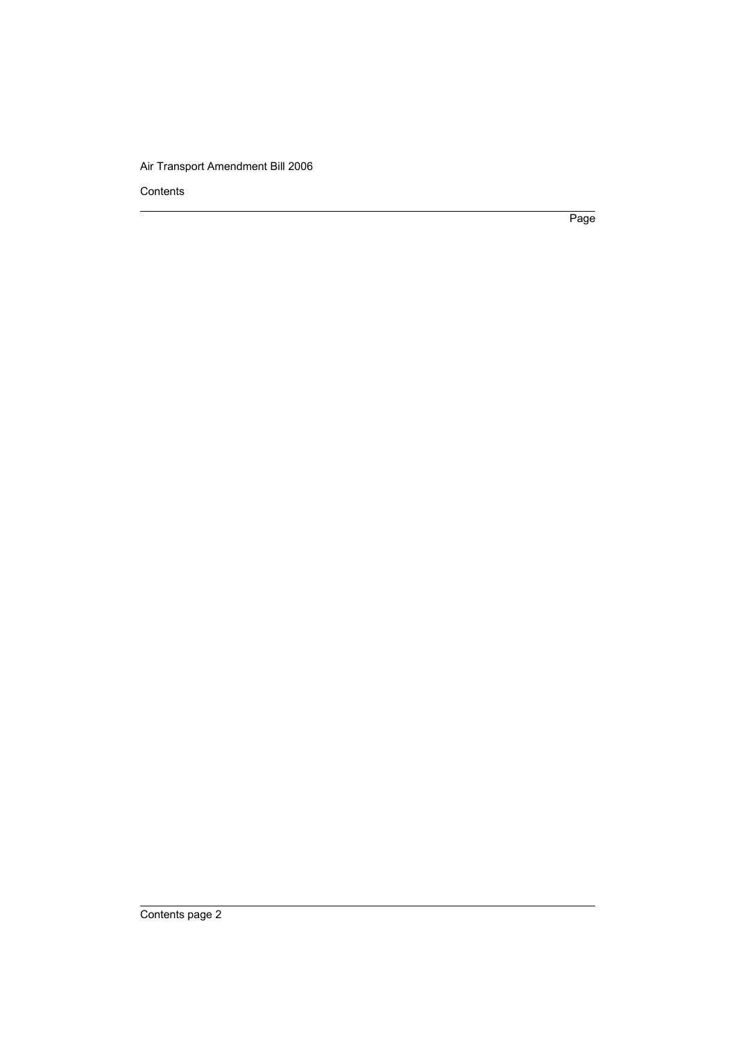Contents

Page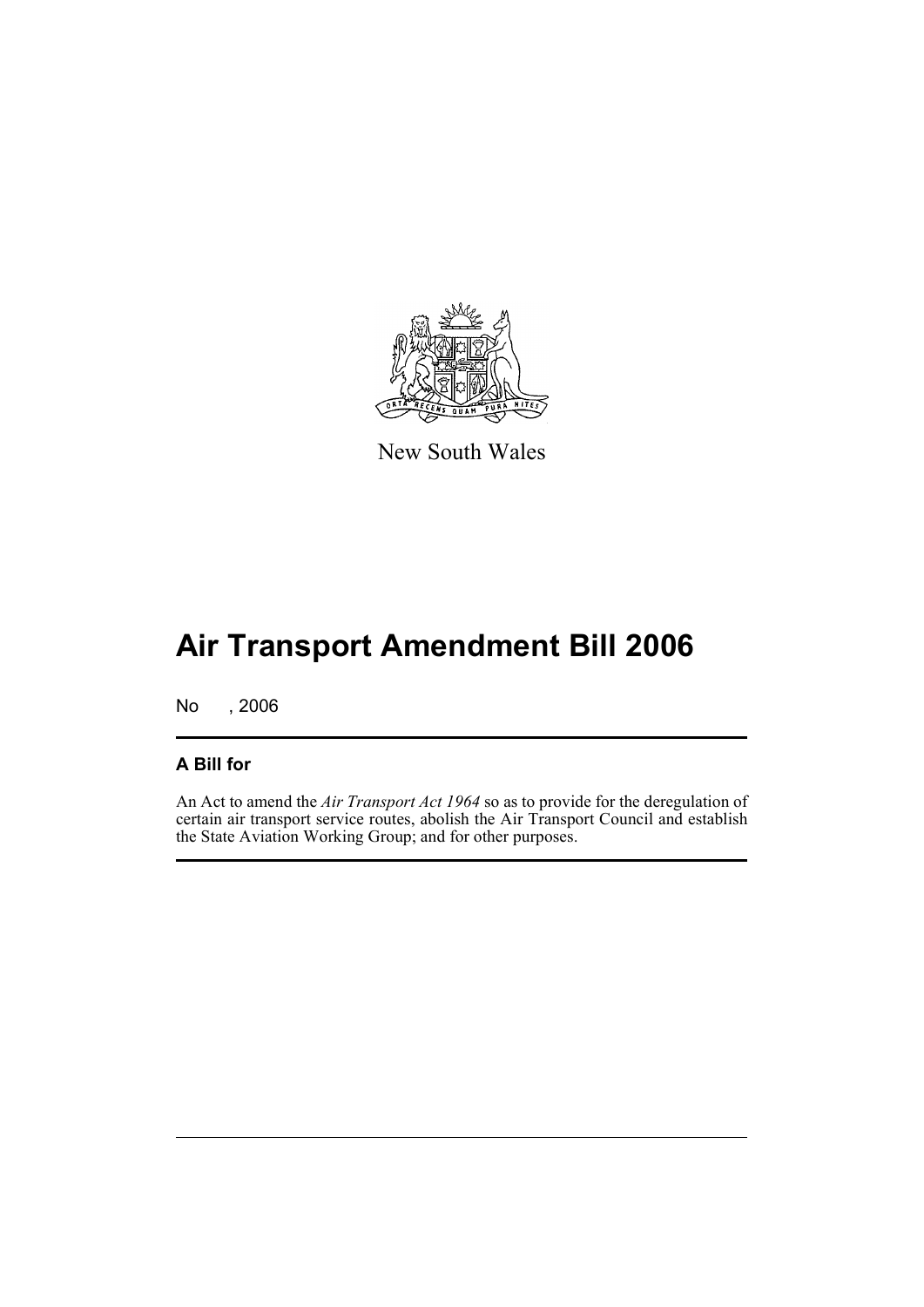New South Wales

# Air Transport Amendment Bill 2006

No , 2006

### A Bill for

An Act to amend the *Air Transport Act 1964* so as to provide for the deregulation of certain air transport service routes, abolish the Air Transport Council and establish the State Aviation Working Group; and for other purposes.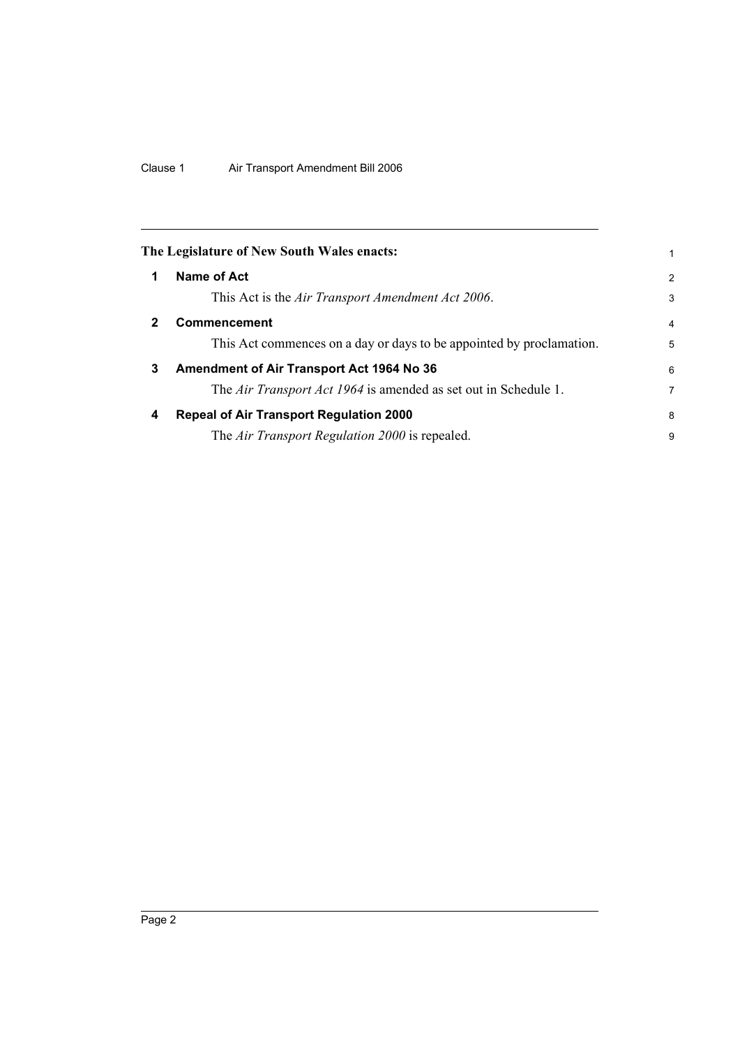**The Legislature of New South Wales enacts:**

## 1 Name of Act

This Act is the *Air Transport Amendment Act 2006*.

## 2 Commencement

This Act commences on a day or days to be appointed by proclamation.

## 3 Amendment of Air Transport Act 1964 No 36

The *Air Transport Act 1964* is amended as set out in Schedule 1.

## 4 Repeal of Air Transport Regulation 2000

The *Air Transport Regulation 2000* is repealed.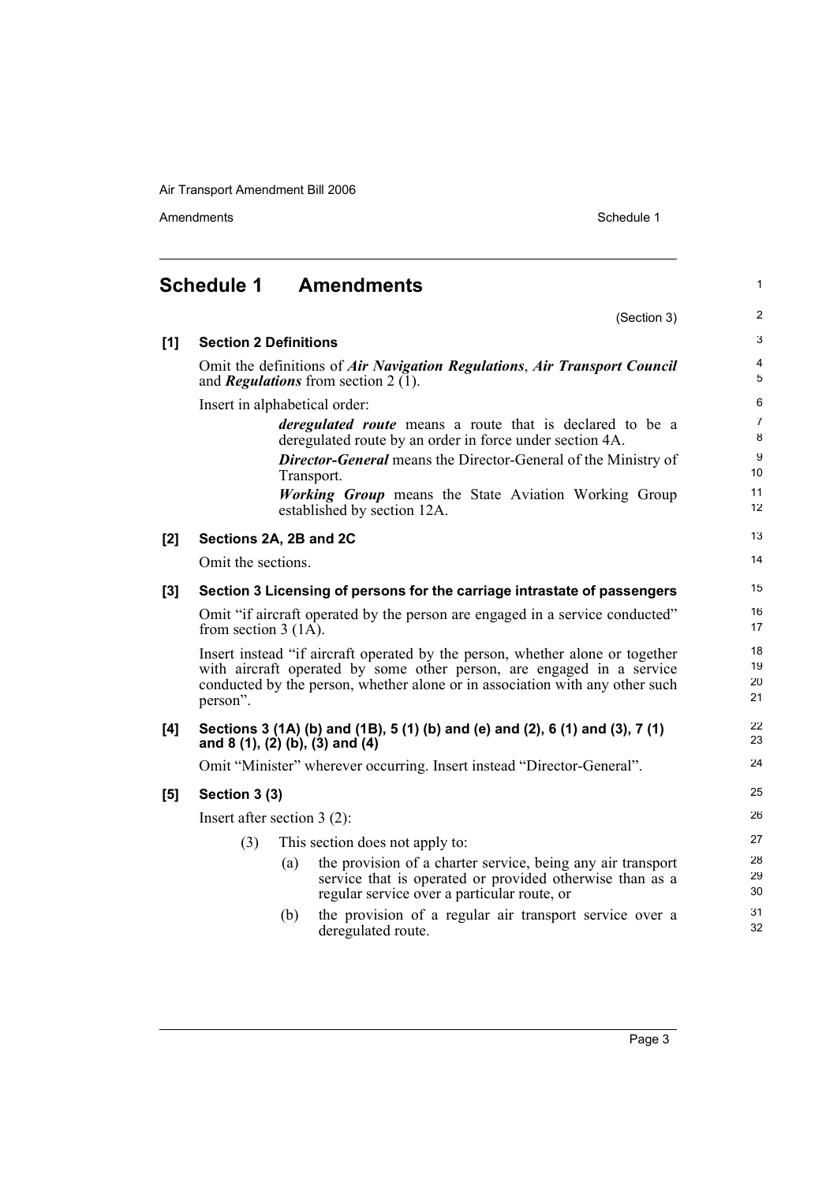## Schedule 1 Amendments

(Section 3)

### [1] Section 2 Definitions

Omit the definitions of ***Air Navigation Regulations***, ***Air Transport Council*** and ***Regulations*** from section 2 (1).

Insert in alphabetical order:

> ***deregulated route*** means a route that is declared to be a deregulated route by an order in force under section 4A.
>
> ***Director-General*** means the Director-General of the Ministry of Transport.
>
> ***Working Group*** means the State Aviation Working Group established by section 12A.

### [2] Sections 2A, 2B and 2C

Omit the sections.

### [3] Section 3 Licensing of persons for the carriage intrastate of passengers

Omit "if aircraft operated by the person are engaged in a service conducted" from section 3 (1A).

Insert instead "if aircraft operated by the person, whether alone or together with aircraft operated by some other person, are engaged in a service conducted by the person, whether alone or in association with any other such person".

### [4] Sections 3 (1A) (b) and (1B), 5 (1) (b) and (e) and (2), 6 (1) and (3), 7 (1) and 8 (1), (2) (b), (3) and (4)

Omit "Minister" wherever occurring. Insert instead "Director-General".

### [5] Section 3 (3)

Insert after section 3 (2):

> (3) This section does not apply to:
>
> (a) the provision of a charter service, being any air transport service that is operated or provided otherwise than as a regular service over a particular route, or
>
> (b) the provision of a regular air transport service over a deregulated route.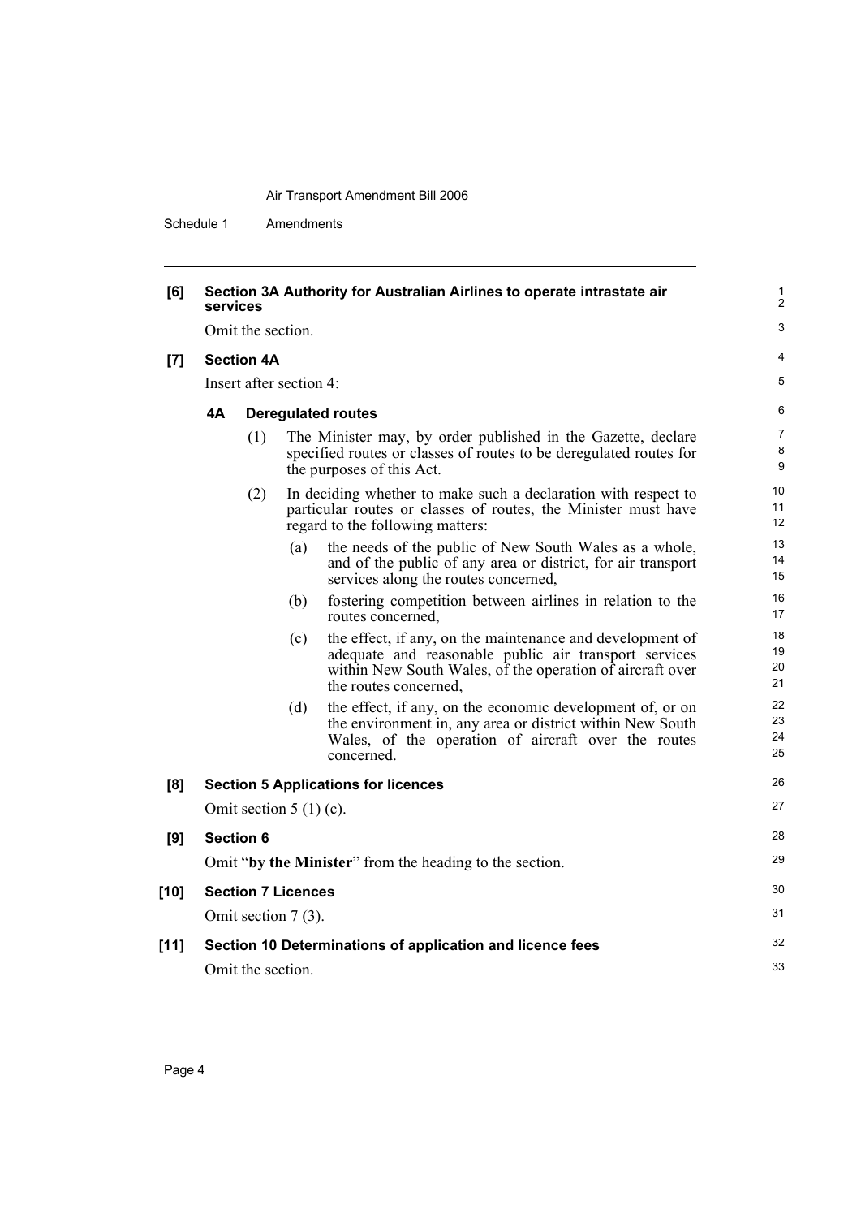**[6] Section 3A Authority for Australian Airlines to operate intrastate air services**

Omit the section.

**[7] Section 4A**

Insert after section 4:

**4A Deregulated routes**

(1) The Minister may, by order published in the Gazette, declare specified routes or classes of routes to be deregulated routes for the purposes of this Act.

(2) In deciding whether to make such a declaration with respect to particular routes or classes of routes, the Minister must have regard to the following matters:

(a) the needs of the public of New South Wales as a whole, and of the public of any area or district, for air transport services along the routes concerned,

(b) fostering competition between airlines in relation to the routes concerned,

(c) the effect, if any, on the maintenance and development of adequate and reasonable public air transport services within New South Wales, of the operation of aircraft over the routes concerned,

(d) the effect, if any, on the economic development of, or on the environment in, any area or district within New South Wales, of the operation of aircraft over the routes concerned.

**[8] Section 5 Applications for licences**

Omit section 5 (1) (c).

**[9] Section 6**

Omit "**by the Minister**" from the heading to the section.

**[10] Section 7 Licences**

Omit section 7 (3).

**[11] Section 10 Determinations of application and licence fees**

Omit the section.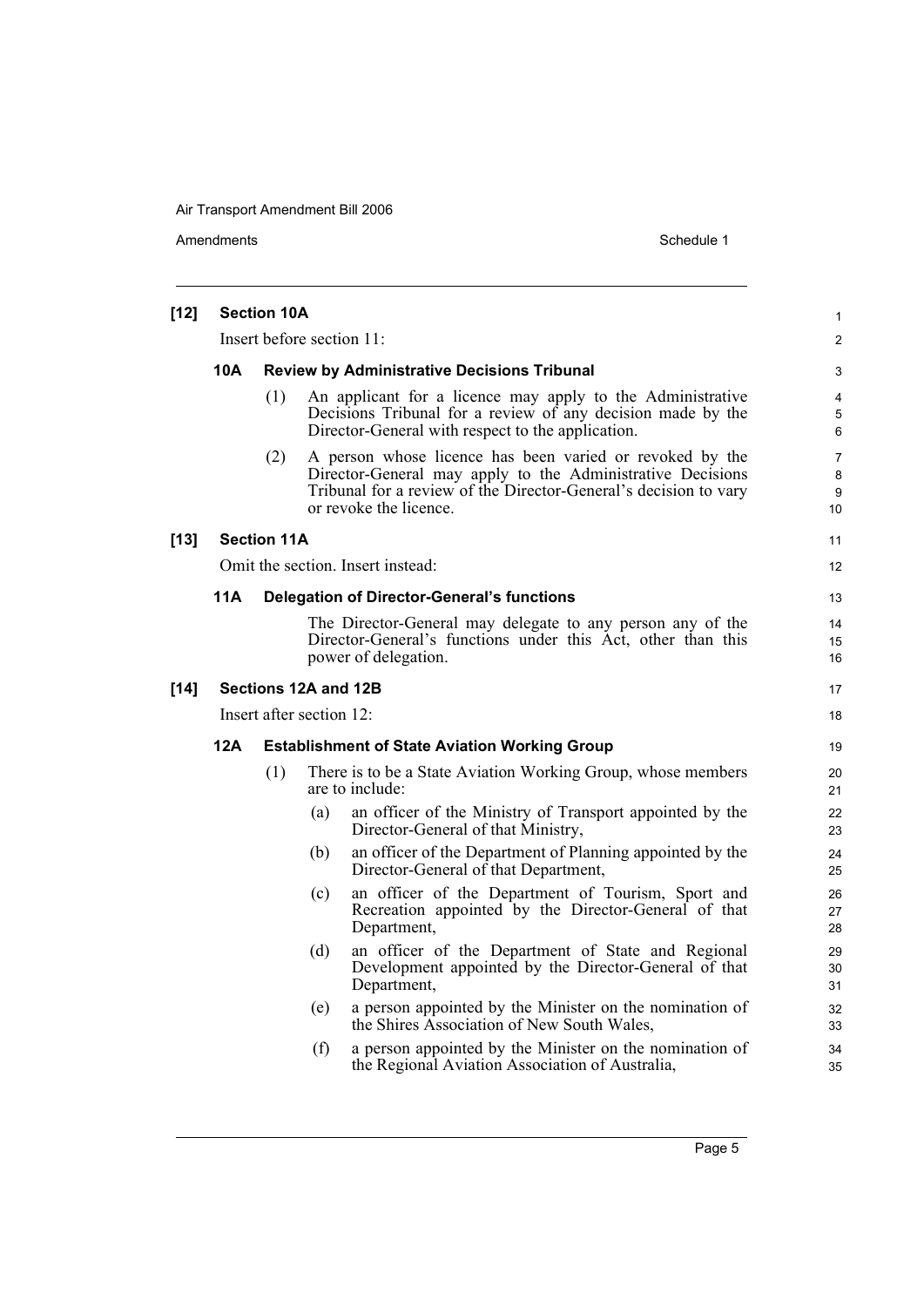**[12] Section 10A**

Insert before section 11:

**10A Review by Administrative Decisions Tribunal**

(1) An applicant for a licence may apply to the Administrative Decisions Tribunal for a review of any decision made by the Director-General with respect to the application.

(2) A person whose licence has been varied or revoked by the Director-General may apply to the Administrative Decisions Tribunal for a review of the Director-General's decision to vary or revoke the licence.

**[13] Section 11A**

Omit the section. Insert instead:

**11A Delegation of Director-General's functions**

The Director-General may delegate to any person any of the Director-General's functions under this Act, other than this power of delegation.

**[14] Sections 12A and 12B**

Insert after section 12:

**12A Establishment of State Aviation Working Group**

(1) There is to be a State Aviation Working Group, whose members are to include:

(a) an officer of the Ministry of Transport appointed by the Director-General of that Ministry,

(b) an officer of the Department of Planning appointed by the Director-General of that Department,

(c) an officer of the Department of Tourism, Sport and Recreation appointed by the Director-General of that Department,

(d) an officer of the Department of State and Regional Development appointed by the Director-General of that Department,

(e) a person appointed by the Minister on the nomination of the Shires Association of New South Wales,

(f) a person appointed by the Minister on the nomination of the Regional Aviation Association of Australia,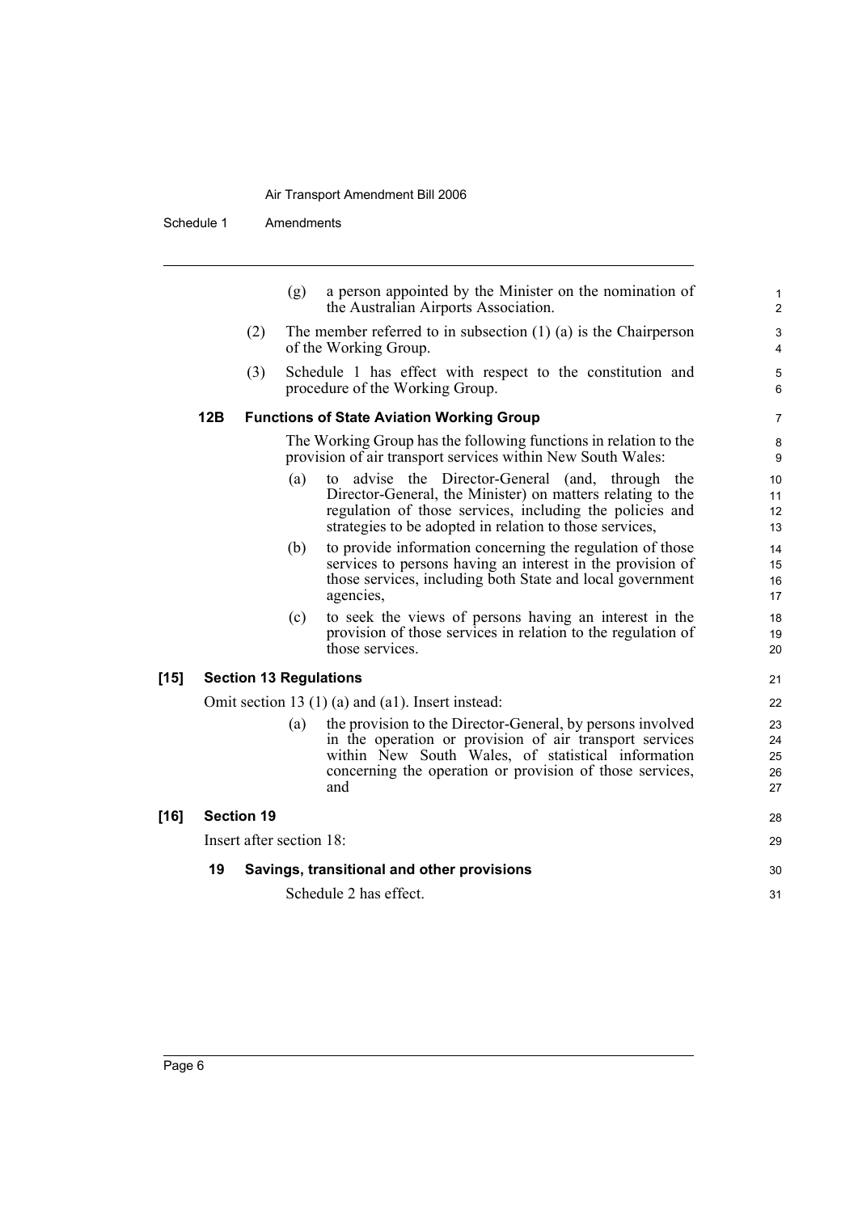(g) a person appointed by the Minister on the nomination of the Australian Airports Association.

(2) The member referred to in subsection (1) (a) is the Chairperson of the Working Group.

(3) Schedule 1 has effect with respect to the constitution and procedure of the Working Group.

**12B Functions of State Aviation Working Group**

The Working Group has the following functions in relation to the provision of air transport services within New South Wales:

(a) to advise the Director-General (and, through the Director-General, the Minister) on matters relating to the regulation of those services, including the policies and strategies to be adopted in relation to those services,

(b) to provide information concerning the regulation of those services to persons having an interest in the provision of those services, including both State and local government agencies,

(c) to seek the views of persons having an interest in the provision of those services in relation to the regulation of those services.

**[15] Section 13 Regulations**

Omit section 13 (1) (a) and (a1). Insert instead:

(a) the provision to the Director-General, by persons involved in the operation or provision of air transport services within New South Wales, of statistical information concerning the operation or provision of those services, and

**[16] Section 19**

Insert after section 18:

**19 Savings, transitional and other provisions**

Schedule 2 has effect.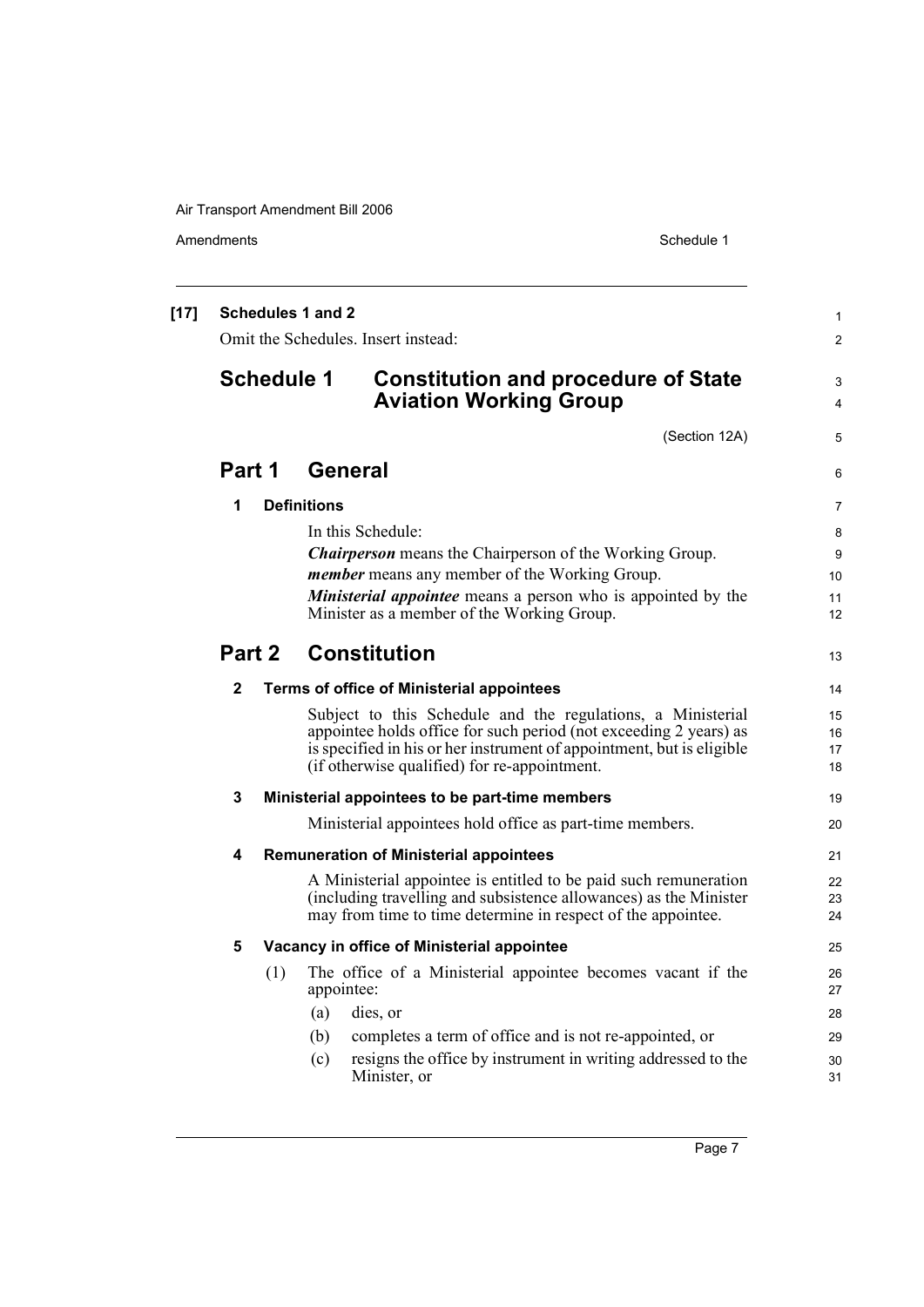**[17] Schedules 1 and 2**

Omit the Schedules. Insert instead:

# Schedule 1 Constitution and procedure of State Aviation Working Group

(Section 12A)

## Part 1 General

### 1 Definitions

In this Schedule:

***Chairperson*** means the Chairperson of the Working Group.

***member*** means any member of the Working Group.

***Ministerial appointee*** means a person who is appointed by the Minister as a member of the Working Group.

## Part 2 Constitution

### 2 Terms of office of Ministerial appointees

Subject to this Schedule and the regulations, a Ministerial appointee holds office for such period (not exceeding 2 years) as is specified in his or her instrument of appointment, but is eligible (if otherwise qualified) for re-appointment.

### 3 Ministerial appointees to be part-time members

Ministerial appointees hold office as part-time members.

### 4 Remuneration of Ministerial appointees

A Ministerial appointee is entitled to be paid such remuneration (including travelling and subsistence allowances) as the Minister may from time to time determine in respect of the appointee.

### 5 Vacancy in office of Ministerial appointee

(1) The office of a Ministerial appointee becomes vacant if the appointee:

(a) dies, or

(b) completes a term of office and is not re-appointed, or

(c) resigns the office by instrument in writing addressed to the Minister, or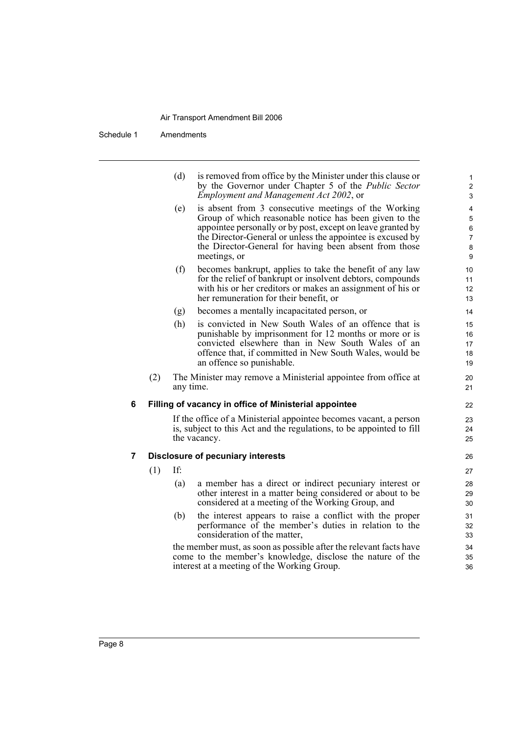(d) is removed from office by the Minister under this clause or by the Governor under Chapter 5 of the *Public Sector Employment and Management Act 2002*, or

(e) is absent from 3 consecutive meetings of the Working Group of which reasonable notice has been given to the appointee personally or by post, except on leave granted by the Director-General or unless the appointee is excused by the Director-General for having been absent from those meetings, or

(f) becomes bankrupt, applies to take the benefit of any law for the relief of bankrupt or insolvent debtors, compounds with his or her creditors or makes an assignment of his or her remuneration for their benefit, or

(g) becomes a mentally incapacitated person, or

(h) is convicted in New South Wales of an offence that is punishable by imprisonment for 12 months or more or is convicted elsewhere than in New South Wales of an offence that, if committed in New South Wales, would be an offence so punishable.

(2) The Minister may remove a Ministerial appointee from office at any time.

**6 Filling of vacancy in office of Ministerial appointee**

If the office of a Ministerial appointee becomes vacant, a person is, subject to this Act and the regulations, to be appointed to fill the vacancy.

**7 Disclosure of pecuniary interests**

(1) If:

(a) a member has a direct or indirect pecuniary interest or other interest in a matter being considered or about to be considered at a meeting of the Working Group, and

(b) the interest appears to raise a conflict with the proper performance of the member's duties in relation to the consideration of the matter,

the member must, as soon as possible after the relevant facts have come to the member's knowledge, disclose the nature of the interest at a meeting of the Working Group.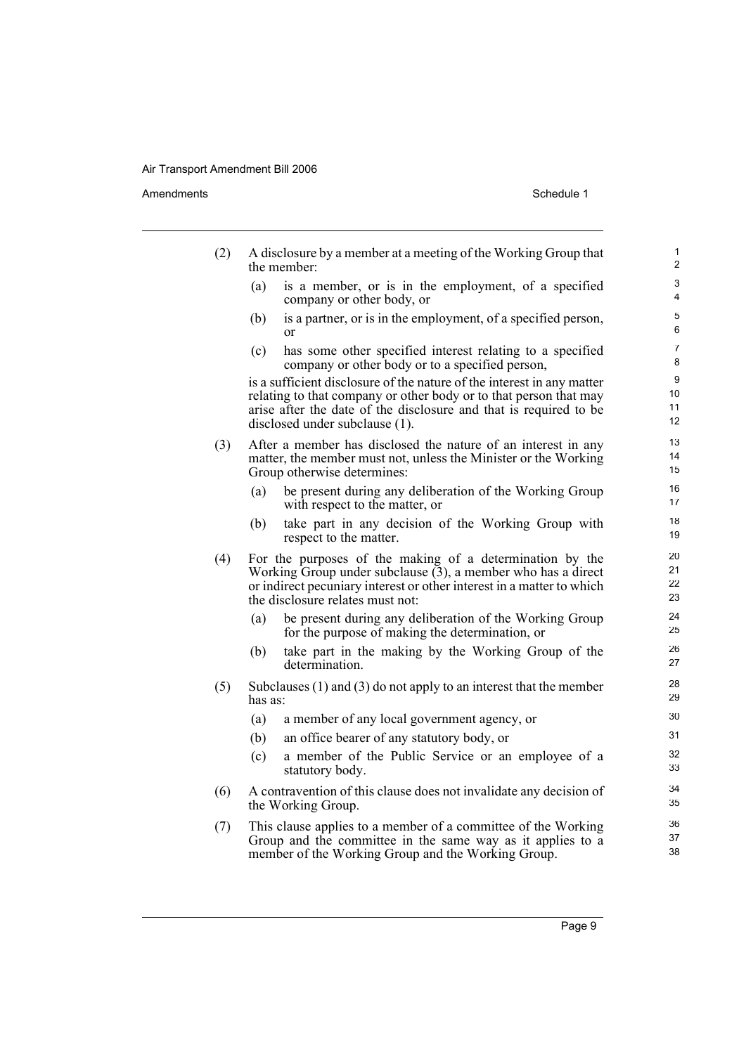(2) A disclosure by a member at a meeting of the Working Group that the member:

- (a) is a member, or is in the employment, of a specified company or other body, or
- (b) is a partner, or is in the employment, of a specified person, or
- (c) has some other specified interest relating to a specified company or other body or to a specified person,

is a sufficient disclosure of the nature of the interest in any matter relating to that company or other body or to that person that may arise after the date of the disclosure and that is required to be disclosed under subclause (1).

(3) After a member has disclosed the nature of an interest in any matter, the member must not, unless the Minister or the Working Group otherwise determines:

- (a) be present during any deliberation of the Working Group with respect to the matter, or
- (b) take part in any decision of the Working Group with respect to the matter.

(4) For the purposes of the making of a determination by the Working Group under subclause (3), a member who has a direct or indirect pecuniary interest or other interest in a matter to which the disclosure relates must not:

- (a) be present during any deliberation of the Working Group for the purpose of making the determination, or
- (b) take part in the making by the Working Group of the determination.

(5) Subclauses (1) and (3) do not apply to an interest that the member has as:

- (a) a member of any local government agency, or
- (b) an office bearer of any statutory body, or
- (c) a member of the Public Service or an employee of a statutory body.

(6) A contravention of this clause does not invalidate any decision of the Working Group.

(7) This clause applies to a member of a committee of the Working Group and the committee in the same way as it applies to a member of the Working Group and the Working Group.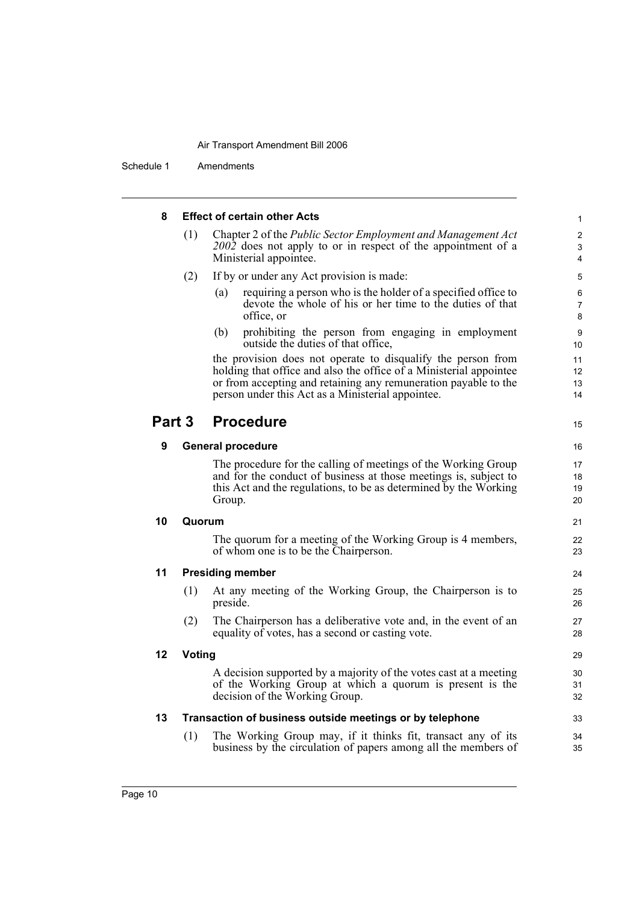#### 8 Effect of certain other Acts

(1) Chapter 2 of the *Public Sector Employment and Management Act 2002* does not apply to or in respect of the appointment of a Ministerial appointee.

(2) If by or under any Act provision is made:

(a) requiring a person who is the holder of a specified office to devote the whole of his or her time to the duties of that office, or

(b) prohibiting the person from engaging in employment outside the duties of that office,

the provision does not operate to disqualify the person from holding that office and also the office of a Ministerial appointee or from accepting and retaining any remuneration payable to the person under this Act as a Ministerial appointee.

## Part 3 Procedure

#### 9 General procedure

The procedure for the calling of meetings of the Working Group and for the conduct of business at those meetings is, subject to this Act and the regulations, to be as determined by the Working Group.

#### 10 Quorum

The quorum for a meeting of the Working Group is 4 members, of whom one is to be the Chairperson.

#### 11 Presiding member

(1) At any meeting of the Working Group, the Chairperson is to preside.

(2) The Chairperson has a deliberative vote and, in the event of an equality of votes, has a second or casting vote.

#### 12 Voting

A decision supported by a majority of the votes cast at a meeting of the Working Group at which a quorum is present is the decision of the Working Group.

#### 13 Transaction of business outside meetings or by telephone

(1) The Working Group may, if it thinks fit, transact any of its business by the circulation of papers among all the members of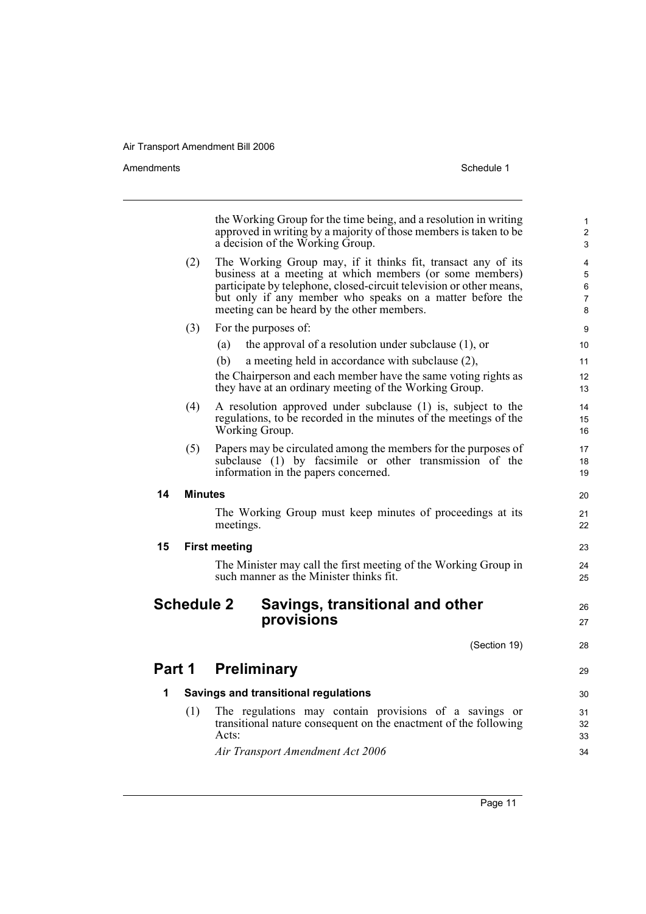the Working Group for the time being, and a resolution in writing approved in writing by a majority of those members is taken to be a decision of the Working Group.

(2) The Working Group may, if it thinks fit, transact any of its business at a meeting at which members (or some members) participate by telephone, closed-circuit television or other means, but only if any member who speaks on a matter before the meeting can be heard by the other members.

(3) For the purposes of:

(a) the approval of a resolution under subclause (1), or

(b) a meeting held in accordance with subclause (2),

the Chairperson and each member have the same voting rights as they have at an ordinary meeting of the Working Group.

(4) A resolution approved under subclause (1) is, subject to the regulations, to be recorded in the minutes of the meetings of the Working Group.

(5) Papers may be circulated among the members for the purposes of subclause (1) by facsimile or other transmission of the information in the papers concerned.

### 14 Minutes

The Working Group must keep minutes of proceedings at its meetings.

### 15 First meeting

The Minister may call the first meeting of the Working Group in such manner as the Minister thinks fit.

# Schedule 2 Savings, transitional and other provisions

(Section 19)

## Part 1 Preliminary

### 1 Savings and transitional regulations

(1) The regulations may contain provisions of a savings or transitional nature consequent on the enactment of the following Acts:

*Air Transport Amendment Act 2006*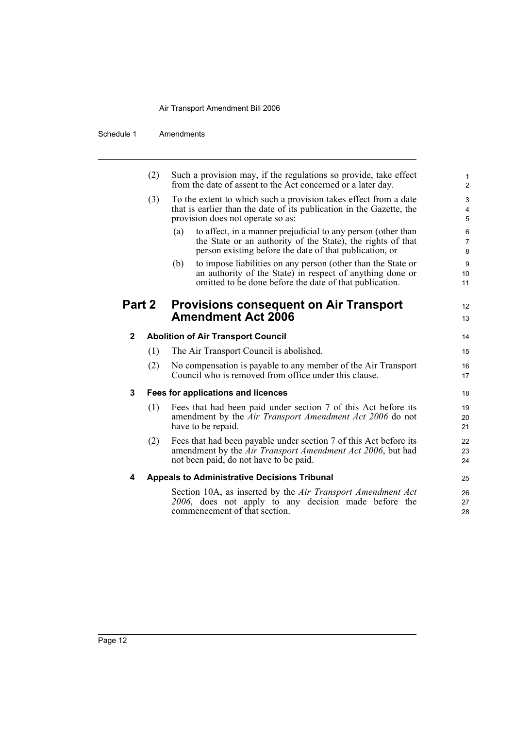(2) Such a provision may, if the regulations so provide, take effect from the date of assent to the Act concerned or a later day.

(3) To the extent to which such a provision takes effect from a date that is earlier than the date of its publication in the Gazette, the provision does not operate so as:

(a) to affect, in a manner prejudicial to any person (other than the State or an authority of the State), the rights of that person existing before the date of that publication, or

(b) to impose liabilities on any person (other than the State or an authority of the State) in respect of anything done or omitted to be done before the date of that publication.

## Part 2 Provisions consequent on Air Transport Amendment Act 2006

### 2 Abolition of Air Transport Council

(1) The Air Transport Council is abolished.

(2) No compensation is payable to any member of the Air Transport Council who is removed from office under this clause.

### 3 Fees for applications and licences

(1) Fees that had been paid under section 7 of this Act before its amendment by the *Air Transport Amendment Act 2006* do not have to be repaid.

(2) Fees that had been payable under section 7 of this Act before its amendment by the *Air Transport Amendment Act 2006*, but had not been paid, do not have to be paid.

### 4 Appeals to Administrative Decisions Tribunal

Section 10A, as inserted by the *Air Transport Amendment Act 2006*, does not apply to any decision made before the commencement of that section.